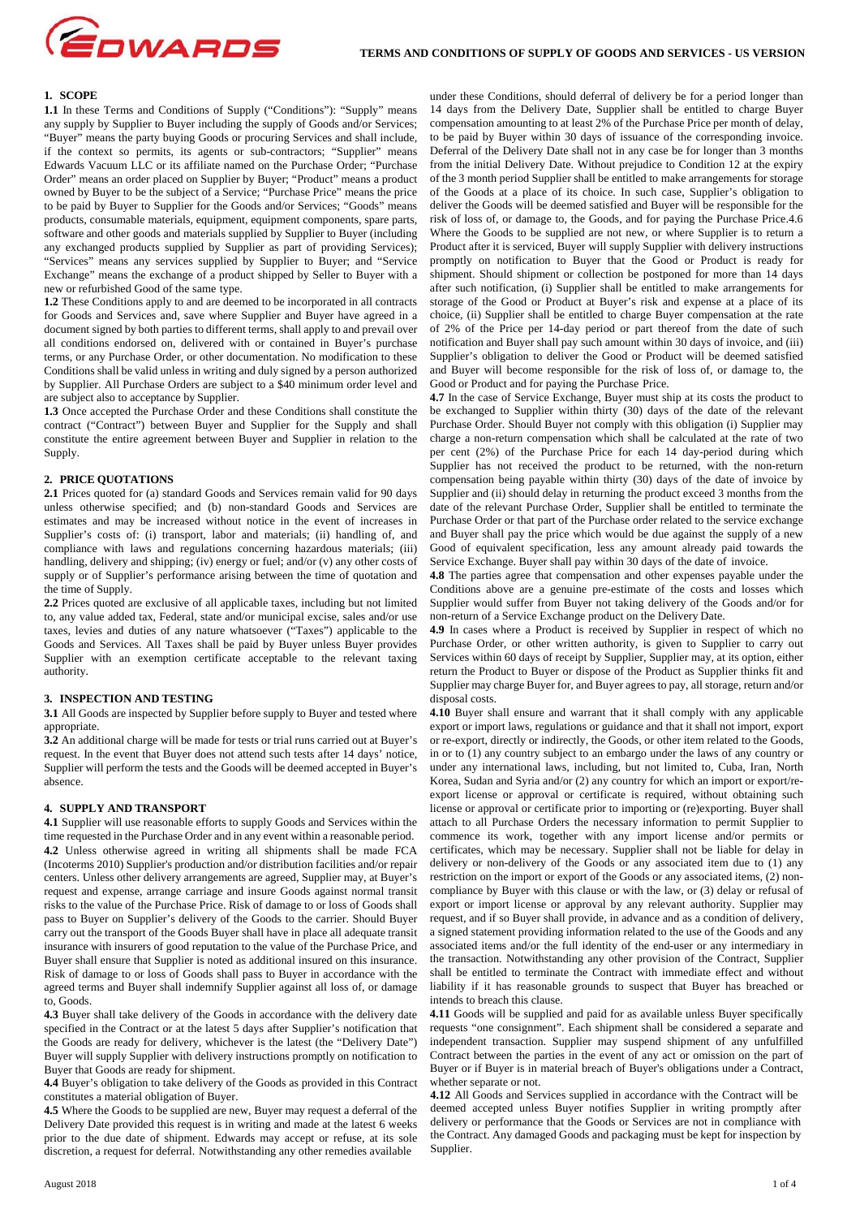# TERMS AND CONDITIONS OF SUPPLY OF GOODS AND SERVICES - US VERSION

## 1. SCOPE

**1.1** In these Terms and Conditions of Supply ("Conditions"): "Supply" means any supply by Supplier to Buyer including the supply of Goods and/or Services; "Buyer" means the party buying Goods or procuring Services and shall include, if the context so permits, its agents or sub-contractors; "Supplier" means Edwards Vacuum LLC or its affiliate named on the Purchase Order; "Purchase Order" means an order placed on Supplier by Buyer; "Product" means a product owned by Buyer to be the subject of a Service; "Purchase Price" means the price to be paid by Buyer to Supplier for the Goods and/or Services; "Goods" means products, consumable materials, equipment, equipment components, spare parts, software and other goods and materials supplied by Supplier to Buyer (including any exchanged products supplied by Supplier as part of providing Services); "Services" means any services supplied by Supplier to Buyer; and "Service Exchange" means the exchange of a product shipped by Seller to Buyer with a new or refurbished Good of the same type.

**1.2** These Conditions apply to and are deemed to be incorporated in all contracts for Goods and Services and, save where Supplier and Buyer have agreed in a document signed by both parties to different terms, shall apply to and prevail over all conditions endorsed on, delivered with or contained in Buyer's purchase terms, or any Purchase Order, or other documentation. No modification to these Conditions shall be valid unless in writing and duly signed by a person authorized by Supplier. All Purchase Orders are subject to a $40 minimum order level and are subject also to acceptance by Supplier.

**1.3** Once accepted the Purchase Order and these Conditions shall constitute the contract ("Contract") between Buyer and Supplier for the Supply and shall constitute the entire agreement between Buyer and Supplier in relation to the Supply.

## 2. PRICE QUOTATIONS

**2.1** Prices quoted for (a) standard Goods and Services remain valid for 90 days unless otherwise specified; and (b) non-standard Goods and Services are estimates and may be increased without notice in the event of increases in Supplier's costs of: (i) transport, labor and materials; (ii) handling of, and compliance with laws and regulations concerning hazardous materials; (iii) handling, delivery and shipping; (iv) energy or fuel; and/or (v) any other costs of supply or of Supplier's performance arising between the time of quotation and the time of Supply.

**2.2** Prices quoted are exclusive of all applicable taxes, including but not limited to, any value added tax, Federal, state and/or municipal excise, sales and/or use taxes, levies and duties of any nature whatsoever ("Taxes") applicable to the Goods and Services. All Taxes shall be paid by Buyer unless Buyer provides Supplier with an exemption certificate acceptable to the relevant taxing authority.

## 3. INSPECTION AND TESTING

**3.1** All Goods are inspected by Supplier before supply to Buyer and tested where appropriate.

**3.2** An additional charge will be made for tests or trial runs carried out at Buyer's request. In the event that Buyer does not attend such tests after 14 days' notice, Supplier will perform the tests and the Goods will be deemed accepted in Buyer's absence.

## 4. SUPPLY AND TRANSPORT

**4.1** Supplier will use reasonable efforts to supply Goods and Services within the time requested in the Purchase Order and in any event within a reasonable period.

**4.2** Unless otherwise agreed in writing all shipments shall be made FCA (Incoterms 2010) Supplier's production and/or distribution facilities and/or repair centers. Unless other delivery arrangements are agreed, Supplier may, at Buyer's request and expense, arrange carriage and insure Goods against normal transit risks to the value of the Purchase Price. Risk of damage to or loss of Goods shall pass to Buyer on Supplier's delivery of the Goods to the carrier. Should Buyer carry out the transport of the Goods Buyer shall have in place all adequate transit insurance with insurers of good reputation to the value of the Purchase Price, and Buyer shall ensure that Supplier is noted as additional insured on this insurance. Risk of damage to or loss of Goods shall pass to Buyer in accordance with the agreed terms and Buyer shall indemnify Supplier against all loss of, or damage to, Goods.

**4.3** Buyer shall take delivery of the Goods in accordance with the delivery date specified in the Contract or at the latest 5 days after Supplier's notification that the Goods are ready for delivery, whichever is the latest (the "Delivery Date") Buyer will supply Supplier with delivery instructions promptly on notification to Buyer that Goods are ready for shipment.

**4.4** Buyer's obligation to take delivery of the Goods as provided in this Contract constitutes a material obligation of Buyer.

**4.5** Where the Goods to be supplied are new, Buyer may request a deferral of the Delivery Date provided this request is in writing and made at the latest 6 weeks prior to the due date of shipment. Edwards may accept or refuse, at its sole discretion, a request for deferral. Notwithstanding any other remedies available under these Conditions, should deferral of delivery be for a period longer than 14 days from the Delivery Date, Supplier shall be entitled to charge Buyer compensation amounting to at least 2% of the Purchase Price per month of delay, to be paid by Buyer within 30 days of issuance of the corresponding invoice. Deferral of the Delivery Date shall not in any case be for longer than 3 months from the initial Delivery Date. Without prejudice to Condition 12 at the expiry of the 3 month period Supplier shall be entitled to make arrangements for storage of the Goods at a place of its choice. In such case, Supplier's obligation to deliver the Goods will be deemed satisfied and Buyer will be responsible for the risk of loss of, or damage to, the Goods, and for paying the Purchase Price.4.6 Where the Goods to be supplied are not new, or where Supplier is to return a Product after it is serviced, Buyer will supply Supplier with delivery instructions promptly on notification to Buyer that the Good or Product is ready for shipment. Should shipment or collection be postponed for more than 14 days after such notification, (i) Supplier shall be entitled to make arrangements for storage of the Good or Product at Buyer's risk and expense at a place of its choice, (ii) Supplier shall be entitled to charge Buyer compensation at the rate of 2% of the Price per 14-day period or part thereof from the date of such notification and Buyer shall pay such amount within 30 days of invoice, and (iii) Supplier's obligation to deliver the Good or Product will be deemed satisfied and Buyer will become responsible for the risk of loss of, or damage to, the Good or Product and for paying the Purchase Price.

**4.7** In the case of Service Exchange, Buyer must ship at its costs the product to be exchanged to Supplier within thirty (30) days of the date of the relevant Purchase Order. Should Buyer not comply with this obligation (i) Supplier may charge a non-return compensation which shall be calculated at the rate of two per cent (2%) of the Purchase Price for each 14 day-period during which Supplier has not received the product to be returned, with the non-return compensation being payable within thirty (30) days of the date of invoice by Supplier and (ii) should delay in returning the product exceed 3 months from the date of the relevant Purchase Order, Supplier shall be entitled to terminate the Purchase Order or that part of the Purchase order related to the service exchange and Buyer shall pay the price which would be due against the supply of a new Good of equivalent specification, less any amount already paid towards the Service Exchange. Buyer shall pay within 30 days of the date of invoice.

**4.8** The parties agree that compensation and other expenses payable under the Conditions above are a genuine pre-estimate of the costs and losses which Supplier would suffer from Buyer not taking delivery of the Goods and/or for non-return of a Service Exchange product on the Delivery Date.

**4.9** In cases where a Product is received by Supplier in respect of which no Purchase Order, or other written authority, is given to Supplier to carry out Services within 60 days of receipt by Supplier, Supplier may, at its option, either return the Product to Buyer or dispose of the Product as Supplier thinks fit and Supplier may charge Buyer for, and Buyer agrees to pay, all storage, return and/or disposal costs.

**4.10** Buyer shall ensure and warrant that it shall comply with any applicable export or import laws, regulations or guidance and that it shall not import, export or re-export, directly or indirectly, the Goods, or other item related to the Goods, in or to (1) any country subject to an embargo under the laws of any country or under any international laws, including, but not limited to, Cuba, Iran, North Korea, Sudan and Syria and/or (2) any country for which an import or export/re-export license or approval or certificate is required, without obtaining such license or approval or certificate prior to importing or (re)exporting. Buyer shall attach to all Purchase Orders the necessary information to permit Supplier to commence its work, together with any import license and/or permits or certificates, which may be necessary. Supplier shall not be liable for delay in delivery or non-delivery of the Goods or any associated item due to (1) any restriction on the import or export of the Goods or any associated items, (2) non-compliance by Buyer with this clause or with the law, or (3) delay or refusal of export or import license or approval by any relevant authority. Supplier may request, and if so Buyer shall provide, in advance and as a condition of delivery, a signed statement providing information related to the use of the Goods and any associated items and/or the full identity of the end-user or any intermediary in the transaction. Notwithstanding any other provision of the Contract, Supplier shall be entitled to terminate the Contract with immediate effect and without liability if it has reasonable grounds to suspect that Buyer has breached or intends to breach this clause.

**4.11** Goods will be supplied and paid for as available unless Buyer specifically requests "one consignment". Each shipment shall be considered a separate and independent transaction. Supplier may suspend shipment of any unfulfilled Contract between the parties in the event of any act or omission on the part of Buyer or if Buyer is in material breach of Buyer's obligations under a Contract, whether separate or not.

**4.12** All Goods and Services supplied in accordance with the Contract will be deemed accepted unless Buyer notifies Supplier in writing promptly after delivery or performance that the Goods or Services are not in compliance with the Contract. Any damaged Goods and packaging must be kept for inspection by Supplier.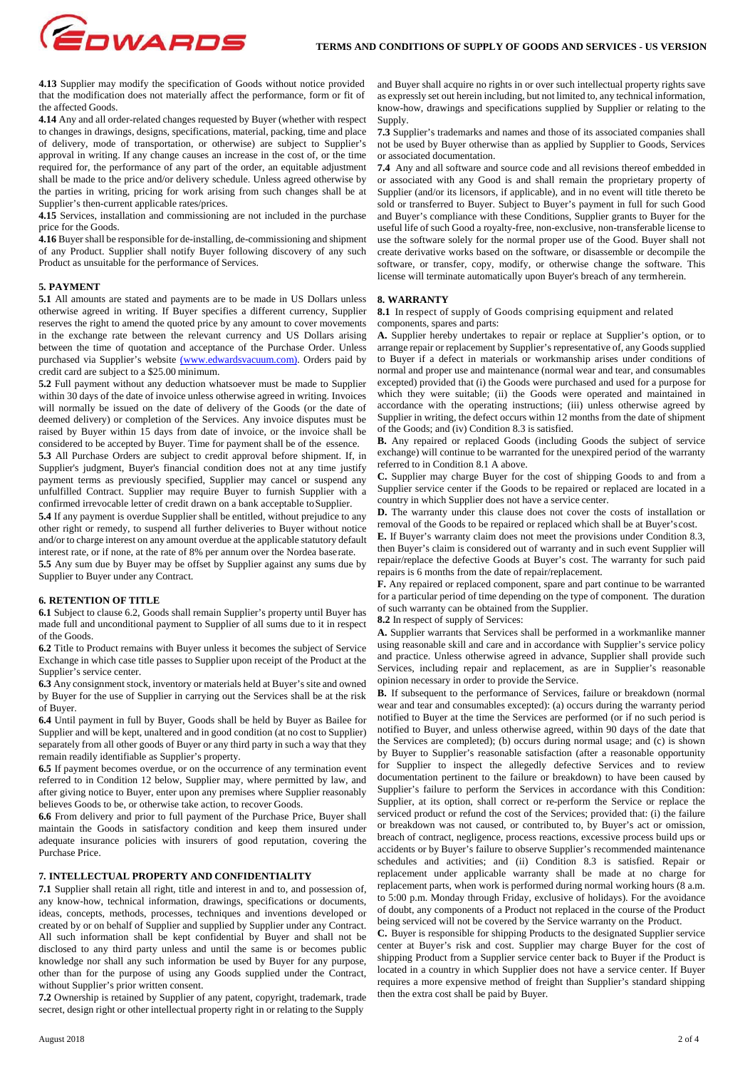**4.13** Supplier may modify the specification of Goods without notice provided that the modification does not materially affect the performance, form or fit of the affected Goods.

**4.14** Any and all order-related changes requested by Buyer (whether with respect to changes in drawings, designs, specifications, material, packing, time and place of delivery, mode of transportation, or otherwise) are subject to Supplier's approval in writing. If any change causes an increase in the cost of, or the time required for, the performance of any part of the order, an equitable adjustment shall be made to the price and/or delivery schedule. Unless agreed otherwise by the parties in writing, pricing for work arising from such changes shall be at Supplier's then-current applicable rates/prices.

**4.15** Services, installation and commissioning are not included in the purchase price for the Goods.

**4.16** Buyer shall be responsible for de-installing, de-commissioning and shipment of any Product. Supplier shall notify Buyer following discovery of any such Product as unsuitable for the performance of Services.

## 5. PAYMENT

**5.1** All amounts are stated and payments are to be made in US Dollars unless otherwise agreed in writing. If Buyer specifies a different currency, Supplier reserves the right to amend the quoted price by any amount to cover movements in the exchange rate between the relevant currency and US Dollars arising between the time of quotation and acceptance of the Purchase Order. Unless purchased via Supplier's website (www.edwardsvacuum.com). Orders paid by credit card are subject to a $25.00 minimum.

**5.2** Full payment without any deduction whatsoever must be made to Supplier within 30 days of the date of invoice unless otherwise agreed in writing. Invoices will normally be issued on the date of delivery of the Goods (or the date of deemed delivery) or completion of the Services. Any invoice disputes must be raised by Buyer within 15 days from date of invoice, or the invoice shall be considered to be accepted by Buyer. Time for payment shall be of the essence.

**5.3** All Purchase Orders are subject to credit approval before shipment. If, in Supplier's judgment, Buyer's financial condition does not at any time justify payment terms as previously specified, Supplier may cancel or suspend any unfulfilled Contract. Supplier may require Buyer to furnish Supplier with a confirmed irrevocable letter of credit drawn on a bank acceptable to Supplier.

**5.4** If any payment is overdue Supplier shall be entitled, without prejudice to any other right or remedy, to suspend all further deliveries to Buyer without notice and/or to charge interest on any amount overdue at the applicable statutory default interest rate, or if none, at the rate of 8% per annum over the Nordea base rate.

**5.5** Any sum due by Buyer may be offset by Supplier against any sums due by Supplier to Buyer under any Contract.

## 6. RETENTION OF TITLE

**6.1** Subject to clause 6.2, Goods shall remain Supplier's property until Buyer has made full and unconditional payment to Supplier of all sums due to it in respect of the Goods.

**6.2** Title to Product remains with Buyer unless it becomes the subject of Service Exchange in which case title passes to Supplier upon receipt of the Product at the Supplier's service center.

**6.3** Any consignment stock, inventory or materials held at Buyer's site and owned by Buyer for the use of Supplier in carrying out the Services shall be at the risk of Buyer.

**6.4** Until payment in full by Buyer, Goods shall be held by Buyer as Bailee for Supplier and will be kept, unaltered and in good condition (at no cost to Supplier) separately from all other goods of Buyer or any third party in such a way that they remain readily identifiable as Supplier's property.

**6.5** If payment becomes overdue, or on the occurrence of any termination event referred to in Condition 12 below, Supplier may, where permitted by law, and after giving notice to Buyer, enter upon any premises where Supplier reasonably believes Goods to be, or otherwise take action, to recover Goods.

**6.6** From delivery and prior to full payment of the Purchase Price, Buyer shall maintain the Goods in satisfactory condition and keep them insured under adequate insurance policies with insurers of good reputation, covering the Purchase Price.

## 7. INTELLECTUAL PROPERTY AND CONFIDENTIALITY

**7.1** Supplier shall retain all right, title and interest in and to, and possession of, any know-how, technical information, drawings, specifications or documents, ideas, concepts, methods, processes, techniques and inventions developed or created by or on behalf of Supplier and supplied by Supplier under any Contract. All such information shall be kept confidential by Buyer and shall not be disclosed to any third party unless and until the same is or becomes public knowledge nor shall any such information be used by Buyer for any purpose, other than for the purpose of using any Goods supplied under the Contract, without Supplier's prior written consent.

**7.2** Ownership is retained by Supplier of any patent, copyright, trademark, trade secret, design right or other intellectual property right in or relating to the Supply and Buyer shall acquire no rights in or over such intellectual property rights save as expressly set out herein including, but not limited to, any technical information, know-how, drawings and specifications supplied by Supplier or relating to the Supply.

**7.3** Supplier's trademarks and names and those of its associated companies shall not be used by Buyer otherwise than as applied by Supplier to Goods, Services or associated documentation.

**7.4** Any and all software and source code and all revisions thereof embedded in or associated with any Good is and shall remain the proprietary property of Supplier (and/or its licensors, if applicable), and in no event will title thereto be sold or transferred to Buyer. Subject to Buyer's payment in full for such Good and Buyer's compliance with these Conditions, Supplier grants to Buyer for the useful life of such Good a royalty-free, non-exclusive, non-transferable license to use the software solely for the normal proper use of the Good. Buyer shall not create derivative works based on the software, or disassemble or decompile the software, or transfer, copy, modify, or otherwise change the software. This license will terminate automatically upon Buyer's breach of any term herein.

## 8. WARRANTY

**8.1** In respect of supply of Goods comprising equipment and related components, spares and parts:

**A.** Supplier hereby undertakes to repair or replace at Supplier's option, or to arrange repair or replacement by Supplier's representative of, any Goods supplied to Buyer if a defect in materials or workmanship arises under conditions of normal and proper use and maintenance (normal wear and tear, and consumables excepted) provided that (i) the Goods were purchased and used for a purpose for which they were suitable; (ii) the Goods were operated and maintained in accordance with the operating instructions; (iii) unless otherwise agreed by Supplier in writing, the defect occurs within 12 months from the date of shipment of the Goods; and (iv) Condition 8.3 is satisfied.

**B.** Any repaired or replaced Goods (including Goods the subject of service exchange) will continue to be warranted for the unexpired period of the warranty referred to in Condition 8.1 A above.

**C.** Supplier may charge Buyer for the cost of shipping Goods to and from a Supplier service center if the Goods to be repaired or replaced are located in a country in which Supplier does not have a service center.

**D.** The warranty under this clause does not cover the costs of installation or removal of the Goods to be repaired or replaced which shall be at Buyer's cost.

**E.** If Buyer's warranty claim does not meet the provisions under Condition 8.3, then Buyer's claim is considered out of warranty and in such event Supplier will repair/replace the defective Goods at Buyer's cost. The warranty for such paid repairs is 6 months from the date of repair/replacement.

**F.** Any repaired or replaced component, spare and part continue to be warranted for a particular period of time depending on the type of component. The duration of such warranty can be obtained from the Supplier.

**8.2** In respect of supply of Services:

**A.** Supplier warrants that Services shall be performed in a workmanlike manner using reasonable skill and care and in accordance with Supplier's service policy and practice. Unless otherwise agreed in advance, Supplier shall provide such Services, including repair and replacement, as are in Supplier's reasonable opinion necessary in order to provide the Service.

**B.** If subsequent to the performance of Services, failure or breakdown (normal wear and tear and consumables excepted): (a) occurs during the warranty period notified to Buyer at the time the Services are performed (or if no such period is notified to Buyer, and unless otherwise agreed, within 90 days of the date that the Services are completed); (b) occurs during normal usage; and (c) is shown by Buyer to Supplier's reasonable satisfaction (after a reasonable opportunity for Supplier to inspect the allegedly defective Services and to review documentation pertinent to the failure or breakdown) to have been caused by Supplier's failure to perform the Services in accordance with this Condition: Supplier, at its option, shall correct or re-perform the Service or replace the serviced product or refund the cost of the Services; provided that: (i) the failure or breakdown was not caused, or contributed to, by Buyer's act or omission, breach of contract, negligence, process reactions, excessive process build ups or accidents or by Buyer's failure to observe Supplier's recommended maintenance schedules and activities; and (ii) Condition 8.3 is satisfied. Repair or replacement under applicable warranty shall be made at no charge for replacement parts, when work is performed during normal working hours (8 a.m. to 5:00 p.m. Monday through Friday, exclusive of holidays). For the avoidance of doubt, any components of a Product not replaced in the course of the Product being serviced will not be covered by the Service warranty on the Product.

**C.** Buyer is responsible for shipping Products to the designated Supplier service center at Buyer's risk and cost. Supplier may charge Buyer for the cost of shipping Product from a Supplier service center back to Buyer if the Product is located in a country in which Supplier does not have a service center. If Buyer requires a more expensive method of freight than Supplier's standard shipping then the extra cost shall be paid by Buyer.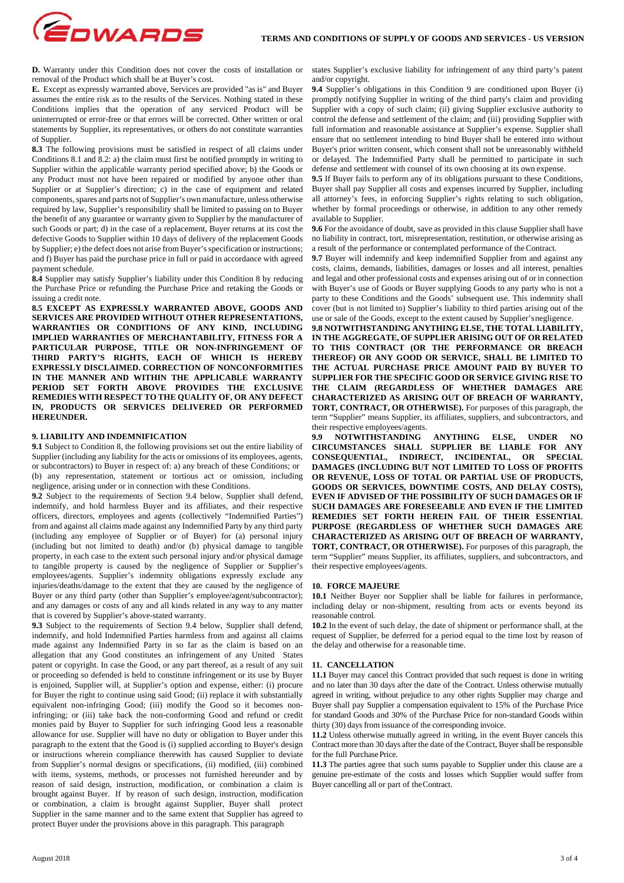**D.** Warranty under this Condition does not cover the costs of installation or removal of the Product which shall be at Buyer's cost.

**E.** Except as expressly warranted above, Services are provided "as is" and Buyer assumes the entire risk as to the results of the Services. Nothing stated in these Conditions implies that the operation of any serviced Product will be uninterrupted or error-free or that errors will be corrected. Other written or oral statements by Supplier, its representatives, or others do not constitute warranties of Supplier.

**8.3** The following provisions must be satisfied in respect of all claims under Conditions 8.1 and 8.2: a) the claim must first be notified promptly in writing to Supplier within the applicable warranty period specified above; b) the Goods or any Product must not have been repaired or modified by anyone other than Supplier or at Supplier's direction; c) in the case of equipment and related components, spares and parts not of Supplier's own manufacture, unless otherwise required by law, Supplier's responsibility shall be limited to passing on to Buyer the benefit of any guarantee or warranty given to Supplier by the manufacturer of such Goods or part; d) in the case of a replacement, Buyer returns at its cost the defective Goods to Supplier within 10 days of delivery of the replacement Goods by Supplier; e) the defect does not arise from Buyer's specification or instructions; and f) Buyer has paid the purchase price in full or paid in accordance with agreed payment schedule.

**8.4** Supplier may satisfy Supplier's liability under this Condition 8 by reducing the Purchase Price or refunding the Purchase Price and retaking the Goods or issuing a credit note.

**8.5 EXCEPT AS EXPRESSLY WARRANTED ABOVE, GOODS AND SERVICES ARE PROVIDED WITHOUT OTHER REPRESENTATIONS, WARRANTIES OR CONDITIONS OF ANY KIND, INCLUDING IMPLIED WARRANTIES OF MERCHANTABILITY, FITNESS FOR A PARTICULAR PURPOSE, TITLE OR NON-INFRINGEMENT OF THIRD PARTY'S RIGHTS, EACH OF WHICH IS HEREBY EXPRESSLY DISCLAIMED. CORRECTION OF NONCONFORMITIES IN THE MANNER AND WITHIN THE APPLICABLE WARRANTY PERIOD SET FORTH ABOVE PROVIDES THE EXCLUSIVE REMEDIES WITH RESPECT TO THE QUALITY OF, OR ANY DEFECT IN, PRODUCTS OR SERVICES DELIVERED OR PERFORMED HEREUNDER.**

## 9. LIABILITY AND INDEMNIFICATION

**9.1** Subject to Condition 8, the following provisions set out the entire liability of Supplier (including any liability for the acts or omissions of its employees, agents, or subcontractors) to Buyer in respect of: a) any breach of these Conditions; or (b) any representation, statement or tortious act or omission, including negligence, arising under or in connection with these Conditions.

**9.2** Subject to the requirements of Section 9.4 below, Supplier shall defend, indemnify, and hold harmless Buyer and its affiliates, and their respective officers, directors, employees and agents (collectively "Indemnified Parties") from and against all claims made against any Indemnified Party by any third party (including any employee of Supplier or of Buyer) for (a) personal injury (including but not limited to death) and/or (b) physical damage to tangible property, in each case to the extent such personal injury and/or physical damage to tangible property is caused by the negligence of Supplier or Supplier's employees/agents. Supplier's indemnity obligations expressly exclude any injuries/deaths/damage to the extent that they are caused by the negligence of Buyer or any third party (other than Supplier's employee/agent/subcontractor); and any damages or costs of any and all kinds related in any way to any matter that is covered by Supplier's above-stated warranty.

**9.3** Subject to the requirements of Section 9.4 below, Supplier shall defend, indemnify, and hold Indemnified Parties harmless from and against all claims made against any Indemnified Party in so far as the claim is based on an allegation that any Good constitutes an infringement of any United States patent or copyright. In case the Good, or any part thereof, as a result of any suit or proceeding so defended is held to constitute infringement or its use by Buyer is enjoined, Supplier will, at Supplier's option and expense, either: (i) procure for Buyer the right to continue using said Good; (ii) replace it with substantially equivalent non-infringing Good; (iii) modify the Good so it becomes non-infringing; or (iii) take back the non-conforming Good and refund or credit monies paid by Buyer to Supplier for such infringing Good less a reasonable allowance for use. Supplier will have no duty or obligation to Buyer under this paragraph to the extent that the Good is (i) supplied according to Buyer's design or instructions wherein compliance therewith has caused Supplier to deviate from Supplier's normal designs or specifications, (ii) modified, (iii) combined with items, systems, methods, or processes not furnished hereunder and by reason of said design, instruction, modification, or combination a claim is brought against Buyer. If by reason of such design, instruction, modification or combination, a claim is brought against Supplier, Buyer shall protect Supplier in the same manner and to the same extent that Supplier has agreed to protect Buyer under the provisions above in this paragraph. This paragraph states Supplier's exclusive liability for infringement of any third party's patent and/or copyright.

**9.4** Supplier's obligations in this Condition 9 are conditioned upon Buyer (i) promptly notifying Supplier in writing of the third party's claim and providing Supplier with a copy of such claim; (ii) giving Supplier exclusive authority to control the defense and settlement of the claim; and (iii) providing Supplier with full information and reasonable assistance at Supplier's expense. Supplier shall ensure that no settlement intending to bind Buyer shall be entered into without Buyer's prior written consent, which consent shall not be unreasonably withheld or delayed. The Indemnified Party shall be permitted to participate in such defense and settlement with counsel of its own choosing at its own expense.

**9.5** If Buyer fails to perform any of its obligations pursuant to these Conditions, Buyer shall pay Supplier all costs and expenses incurred by Supplier, including all attorney's fees, in enforcing Supplier's rights relating to such obligation, whether by formal proceedings or otherwise, in addition to any other remedy available to Supplier.

**9.6** For the avoidance of doubt, save as provided in this clause Supplier shall have no liability in contract, tort, misrepresentation, restitution, or otherwise arising as a result of the performance or contemplated performance of the Contract.

**9.7** Buyer will indemnify and keep indemnified Supplier from and against any costs, claims, demands, liabilities, damages or losses and all interest, penalties and legal and other professional costs and expenses arising out of or in connection with Buyer's use of Goods or Buyer supplying Goods to any party who is not a party to these Conditions and the Goods' subsequent use. This indemnity shall cover (but is not limited to) Supplier's liability to third parties arising out of the use or sale of the Goods, except to the extent caused by Supplier's negligence.

**9.8 NOTWITHSTANDING ANYTHING ELSE, THE TOTAL LIABILITY, IN THE AGGREGATE, OF SUPPLIER ARISING OUT OF OR RELATED TO THIS CONTRACT (OR THE PERFORMANCE OR BREACH THEREOF) OR ANY GOOD OR SERVICE, SHALL BE LIMITED TO THE ACTUAL PURCHASE PRICE AMOUNT PAID BY BUYER TO SUPPLIER FOR THE SPECIFIC GOOD OR SERVICE GIVING RISE TO THE CLAIM (REGARDLESS OF WHETHER DAMAGES ARE CHARACTERIZED AS ARISING OUT OF BREACH OF WARRANTY, TORT, CONTRACT, OR OTHERWISE).** For purposes of this paragraph, the term "Supplier" means Supplier, its affiliates, suppliers, and subcontractors, and their respective employees/agents.

**9.9 NOTWITHSTANDING ANYTHING ELSE, UNDER NO CIRCUMSTANCES SHALL SUPPLIER BE LIABLE FOR ANY CONSEQUENTIAL, INDIRECT, INCIDENTAL, OR SPECIAL DAMAGES (INCLUDING BUT NOT LIMITED TO LOSS OF PROFITS OR REVENUE, LOSS OF TOTAL OR PARTIAL USE OF PRODUCTS, GOODS OR SERVICES, DOWNTIME COSTS, AND DELAY COSTS), EVEN IF ADVISED OF THE POSSIBILITY OF SUCH DAMAGES OR IF SUCH DAMAGES ARE FORESEEABLE AND EVEN IF THE LIMITED REMEDIES SET FORTH HEREIN FAIL OF THEIR ESSENTIAL PURPOSE (REGARDLESS OF WHETHER SUCH DAMAGES ARE CHARACTERIZED AS ARISING OUT OF BREACH OF WARRANTY, TORT, CONTRACT, OR OTHERWISE).** For purposes of this paragraph, the term "Supplier" means Supplier, its affiliates, suppliers, and subcontractors, and their respective employees/agents.

## 10. FORCE MAJEURE

**10.1** Neither Buyer nor Supplier shall be liable for failures in performance, including delay or non-shipment, resulting from acts or events beyond its reasonable control.

**10.2** In the event of such delay, the date of shipment or performance shall, at the request of Supplier, be deferred for a period equal to the time lost by reason of the delay and otherwise for a reasonable time.

## 11. CANCELLATION

**11.1** Buyer may cancel this Contract provided that such request is done in writing and no later than 30 days after the date of the Contract. Unless otherwise mutually agreed in writing, without prejudice to any other rights Supplier may charge and Buyer shall pay Supplier a compensation equivalent to 15% of the Purchase Price for standard Goods and 30% of the Purchase Price for non-standard Goods within thirty (30) days from issuance of the corresponding invoice.

**11.2** Unless otherwise mutually agreed in writing, in the event Buyer cancels this Contract more than 30 days after the date of the Contract, Buyer shall be responsible for the full Purchase Price.

**11.3** The parties agree that such sums payable to Supplier under this clause are a genuine pre-estimate of the costs and losses which Supplier would suffer from Buyer cancelling all or part of the Contract.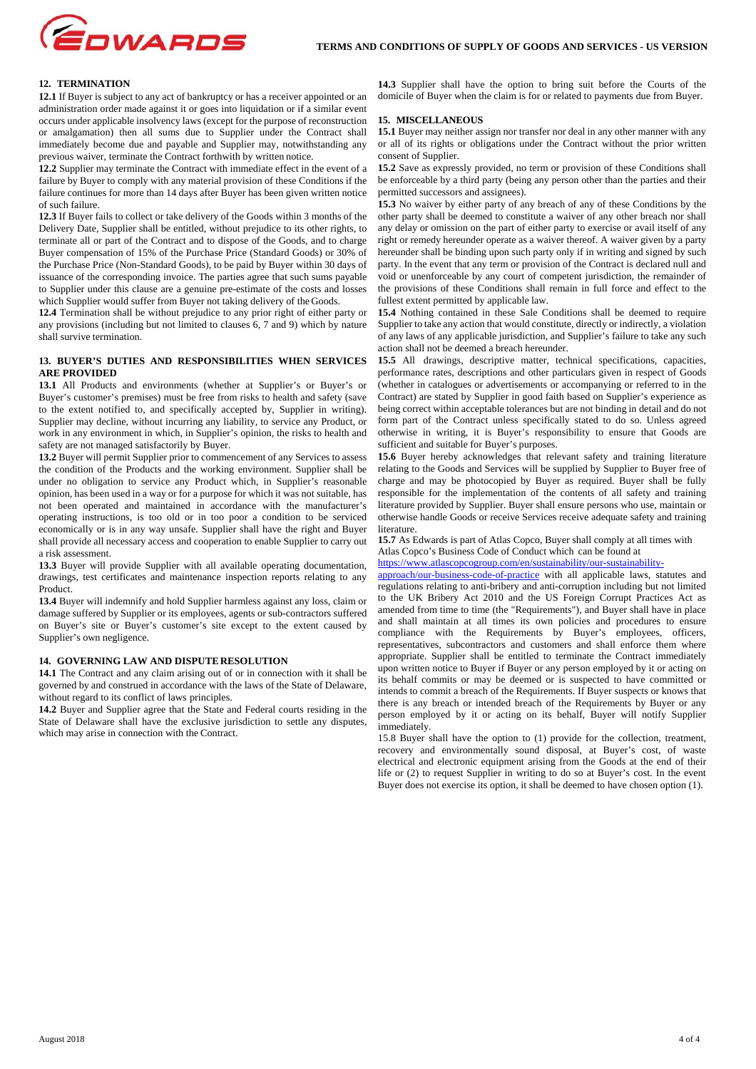## 12. TERMINATION

**12.1** If Buyer is subject to any act of bankruptcy or has a receiver appointed or an administration order made against it or goes into liquidation or if a similar event occurs under applicable insolvency laws (except for the purpose of reconstruction or amalgamation) then all sums due to Supplier under the Contract shall immediately become due and payable and Supplier may, notwithstanding any previous waiver, terminate the Contract forthwith by written notice.

**12.2** Supplier may terminate the Contract with immediate effect in the event of a failure by Buyer to comply with any material provision of these Conditions if the failure continues for more than 14 days after Buyer has been given written notice of such failure.

**12.3** If Buyer fails to collect or take delivery of the Goods within 3 months of the Delivery Date, Supplier shall be entitled, without prejudice to its other rights, to terminate all or part of the Contract and to dispose of the Goods, and to charge Buyer compensation of 15% of the Purchase Price (Standard Goods) or 30% of the Purchase Price (Non-Standard Goods), to be paid by Buyer within 30 days of issuance of the corresponding invoice. The parties agree that such sums payable to Supplier under this clause are a genuine pre-estimate of the costs and losses which Supplier would suffer from Buyer not taking delivery of the Goods.

**12.4** Termination shall be without prejudice to any prior right of either party or any provisions (including but not limited to clauses 6, 7 and 9) which by nature shall survive termination.

## 13. BUYER'S DUTIES AND RESPONSIBILITIES WHEN SERVICES ARE PROVIDED

**13.1** All Products and environments (whether at Supplier's or Buyer's or Buyer's customer's premises) must be free from risks to health and safety (save to the extent notified to, and specifically accepted by, Supplier in writing). Supplier may decline, without incurring any liability, to service any Product, or work in any environment in which, in Supplier's opinion, the risks to health and safety are not managed satisfactorily by Buyer.

**13.2** Buyer will permit Supplier prior to commencement of any Services to assess the condition of the Products and the working environment. Supplier shall be under no obligation to service any Product which, in Supplier's reasonable opinion, has been used in a way or for a purpose for which it was not suitable, has not been operated and maintained in accordance with the manufacturer's operating instructions, is too old or in too poor a condition to be serviced economically or is in any way unsafe. Supplier shall have the right and Buyer shall provide all necessary access and cooperation to enable Supplier to carry out a risk assessment.

**13.3** Buyer will provide Supplier with all available operating documentation, drawings, test certificates and maintenance inspection reports relating to any Product.

**13.4** Buyer will indemnify and hold Supplier harmless against any loss, claim or damage suffered by Supplier or its employees, agents or sub-contractors suffered on Buyer's site or Buyer's customer's site except to the extent caused by Supplier's own negligence.

## 14. GOVERNING LAW AND DISPUTE RESOLUTION

**14.1** The Contract and any claim arising out of or in connection with it shall be governed by and construed in accordance with the laws of the State of Delaware, without regard to its conflict of laws principles.

**14.2** Buyer and Supplier agree that the State and Federal courts residing in the State of Delaware shall have the exclusive jurisdiction to settle any disputes, which may arise in connection with the Contract.

**14.3** Supplier shall have the option to bring suit before the Courts of the domicile of Buyer when the claim is for or related to payments due from Buyer.

## 15. MISCELLANEOUS

**15.1** Buyer may neither assign nor transfer nor deal in any other manner with any or all of its rights or obligations under the Contract without the prior written consent of Supplier.

**15.2** Save as expressly provided, no term or provision of these Conditions shall be enforceable by a third party (being any person other than the parties and their permitted successors and assignees).

**15.3** No waiver by either party of any breach of any of these Conditions by the other party shall be deemed to constitute a waiver of any other breach nor shall any delay or omission on the part of either party to exercise or avail itself of any right or remedy hereunder operate as a waiver thereof. A waiver given by a party hereunder shall be binding upon such party only if in writing and signed by such party. In the event that any term or provision of the Contract is declared null and void or unenforceable by any court of competent jurisdiction, the remainder of the provisions of these Conditions shall remain in full force and effect to the fullest extent permitted by applicable law.

**15.4** Nothing contained in these Sale Conditions shall be deemed to require Supplier to take any action that would constitute, directly or indirectly, a violation of any laws of any applicable jurisdiction, and Supplier's failure to take any such action shall not be deemed a breach hereunder.

**15.5** All drawings, descriptive matter, technical specifications, capacities, performance rates, descriptions and other particulars given in respect of Goods (whether in catalogues or advertisements or accompanying or referred to in the Contract) are stated by Supplier in good faith based on Supplier's experience as being correct within acceptable tolerances but are not binding in detail and do not form part of the Contract unless specifically stated to do so. Unless agreed otherwise in writing, it is Buyer's responsibility to ensure that Goods are sufficient and suitable for Buyer's purposes.

**15.6** Buyer hereby acknowledges that relevant safety and training literature relating to the Goods and Services will be supplied by Supplier to Buyer free of charge and may be photocopied by Buyer as required. Buyer shall be fully responsible for the implementation of the contents of all safety and training literature provided by Supplier. Buyer shall ensure persons who use, maintain or otherwise handle Goods or receive Services receive adequate safety and training literature.

**15.7** As Edwards is part of Atlas Copco, Buyer shall comply at all times with Atlas Copco's Business Code of Conduct which can be found at https://www.atlascopcogroup.com/en/sustainability/our-sustainability-approach/our-business-code-of-practice with all applicable laws, statutes and regulations relating to anti-bribery and anti-corruption including but not limited to the UK Bribery Act 2010 and the US Foreign Corrupt Practices Act as amended from time to time (the "Requirements"), and Buyer shall have in place and shall maintain at all times its own policies and procedures to ensure compliance with the Requirements by Buyer's employees, officers, representatives, subcontractors and customers and shall enforce them where appropriate. Supplier shall be entitled to terminate the Contract immediately upon written notice to Buyer if Buyer or any person employed by it or acting on its behalf commits or may be deemed or is suspected to have committed or intends to commit a breach of the Requirements. If Buyer suspects or knows that there is any breach or intended breach of the Requirements by Buyer or any person employed by it or acting on its behalf, Buyer will notify Supplier immediately.

15.8 Buyer shall have the option to (1) provide for the collection, treatment, recovery and environmentally sound disposal, at Buyer's cost, of waste electrical and electronic equipment arising from the Goods at the end of their life or (2) to request Supplier in writing to do so at Buyer's cost. In the event Buyer does not exercise its option, it shall be deemed to have chosen option (1).